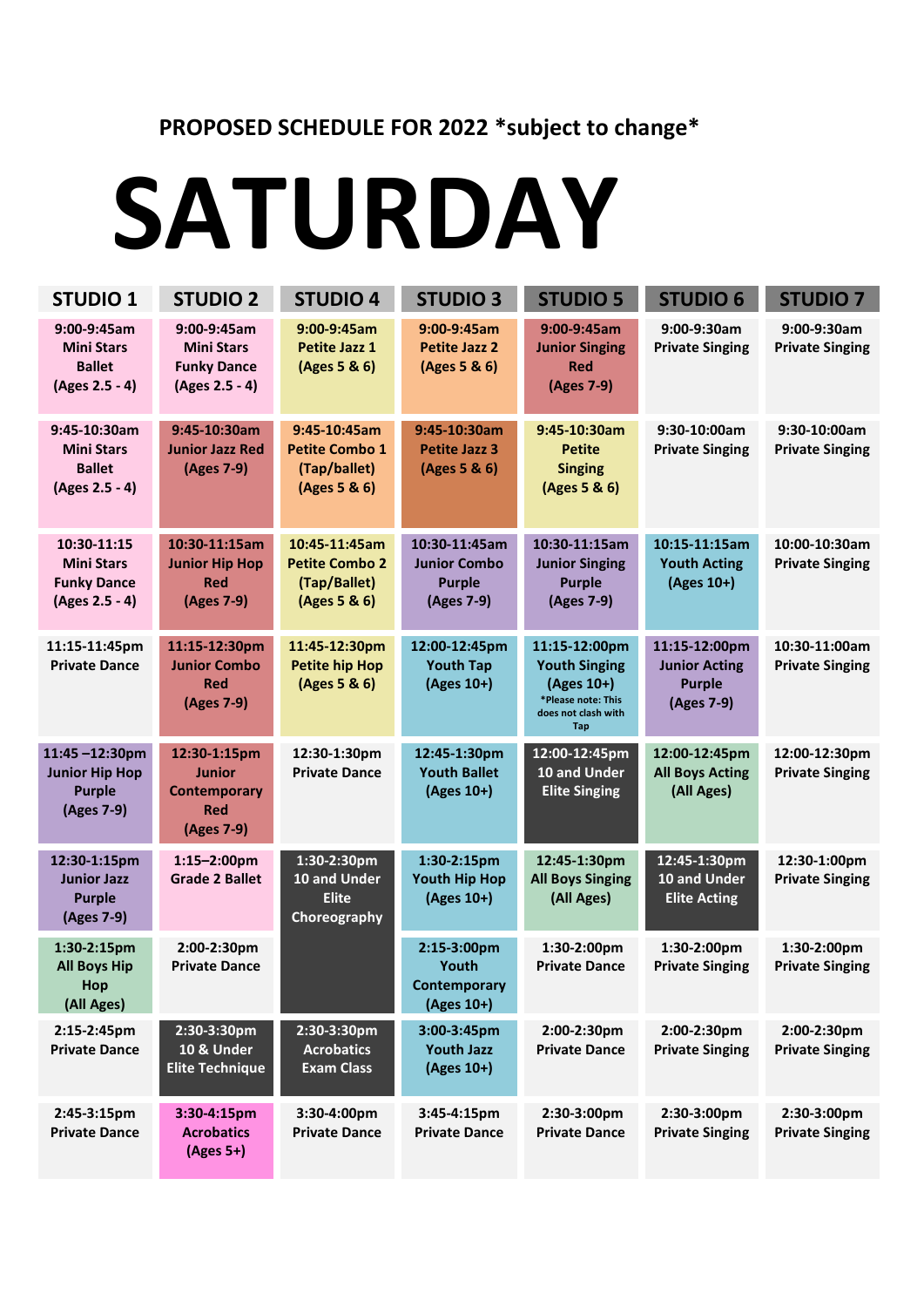PROPOSED SCHEDULE FOR 2022 *subject to change*

# SATURDAY

| STUDIO 1 | STUDIO 2 | STUDIO 4 | STUDIO 3 | STUDIO 5 | STUDIO 6 | STUDIO 7 |
|---|---|---|---|---|---|---|
| 9:00-9:45am Mini Stars Ballet (Ages 2.5 - 4) | 9:00-9:45am Mini Stars Funky Dance (Ages 2.5 - 4) | 9:00-9:45am Petite Jazz 1 (Ages 5 & 6) | 9:00-9:45am Petite Jazz 2 (Ages 5 & 6) | 9:00-9:45am Junior Singing Red (Ages 7-9) | 9:00-9:30am Private Singing | 9:00-9:30am Private Singing |
| 9:45-10:30am Mini Stars Ballet (Ages 2.5 - 4) | 9:45-10:30am Junior Jazz Red (Ages 7-9) | 9:45-10:45am Petite Combo 1 (Tap/ballet) (Ages 5 & 6) | 9:45-10:30am Petite Jazz 3 (Ages 5 & 6) | 9:45-10:30am Petite Singing (Ages 5 & 6) | 9:30-10:00am Private Singing | 9:30-10:00am Private Singing |
| 10:30-11:15 Mini Stars Funky Dance (Ages 2.5 - 4) | 10:30-11:15am Junior Hip Hop Red (Ages 7-9) | 10:45-11:45am Petite Combo 2 (Tap/Ballet) (Ages 5 & 6) | 10:30-11:45am Junior Combo Purple (Ages 7-9) | 10:30-11:15am Junior Singing Purple (Ages 7-9) | 10:15-11:15am Youth Acting (Ages 10+) | 10:00-10:30am Private Singing |
| 11:15-11:45pm Private Dance | 11:15-12:30pm Junior Combo Red (Ages 7-9) | 11:45-12:30pm Petite hip Hop (Ages 5 & 6) | 12:00-12:45pm Youth Tap (Ages 10+) | 11:15-12:00pm Youth Singing (Ages 10+) *Please note: This does not clash with Tap | 11:15-12:00pm Junior Acting Purple (Ages 7-9) | 10:30-11:00am Private Singing |
| 11:45 –12:30pm Junior Hip Hop Purple (Ages 7-9) | 12:30-1:15pm Junior Contemporary Red (Ages 7-9) | 12:30-1:30pm Private Dance | 12:45-1:30pm Youth Ballet (Ages 10+) | 12:00-12:45pm 10 and Under Elite Singing | 12:00-12:45pm All Boys Acting (All Ages) | 12:00-12:30pm Private Singing |
| 12:30-1:15pm Junior Jazz Purple (Ages 7-9) | 1:15–2:00pm Grade 2 Ballet | 1:30-2:30pm 10 and Under Elite Choreography | 1:30-2:15pm Youth Hip Hop (Ages 10+) | 12:45-1:30pm All Boys Singing (All Ages) | 12:45-1:30pm 10 and Under Elite Acting | 12:30-1:00pm Private Singing |
| 1:30-2:15pm All Boys Hip Hop (All Ages) | 2:00-2:30pm Private Dance | | 2:15-3:00pm Youth Contemporary (Ages 10+) | 1:30-2:00pm Private Dance | 1:30-2:00pm Private Singing | 1:30-2:00pm Private Singing |
| 2:15-2:45pm Private Dance | 2:30-3:30pm 10 & Under Elite Technique | 2:30-3:30pm Acrobatics Exam Class | 3:00-3:45pm Youth Jazz (Ages 10+) | 2:00-2:30pm Private Dance | 2:00-2:30pm Private Singing | 2:00-2:30pm Private Singing |
| 2:45-3:15pm Private Dance | 3:30-4:15pm Acrobatics (Ages 5+) | 3:30-4:00pm Private Dance | 3:45-4:15pm Private Dance | 2:30-3:00pm Private Dance | 2:30-3:00pm Private Singing | 2:30-3:00pm Private Singing |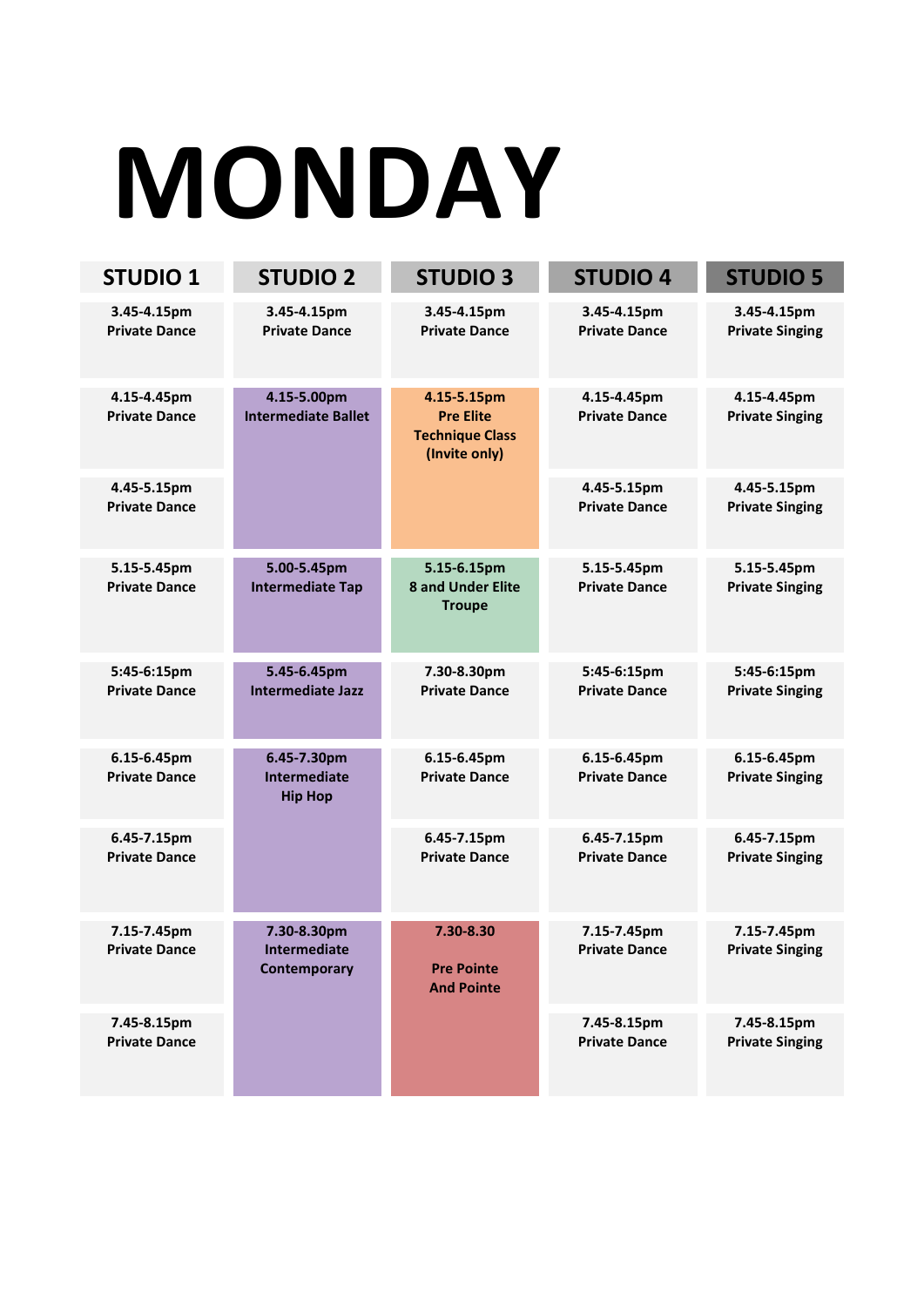# MONDAY

| STUDIO 1 | STUDIO 2 | STUDIO 3 | STUDIO 4 | STUDIO 5 |
|---|---|---|---|---|
| 3.45-4.15pm Private Dance | 3.45-4.15pm Private Dance | 3.45-4.15pm Private Dance | 3.45-4.15pm Private Dance | 3.45-4.15pm Private Singing |
| 4.15-4.45pm Private Dance | 4.15-5.00pm Intermediate Ballet | 4.15-5.15pm Pre Elite Technique Class (Invite only) | 4.15-4.45pm Private Dance | 4.15-4.45pm Private Singing |
| 4.45-5.15pm Private Dance | | | 4.45-5.15pm Private Dance | 4.45-5.15pm Private Singing |
| 5.15-5.45pm Private Dance | 5.00-5.45pm Intermediate Tap | 5.15-6.15pm 8 and Under Elite Troupe | 5.15-5.45pm Private Dance | 5.15-5.45pm Private Singing |
| 5:45-6:15pm Private Dance | 5.45-6.45pm Intermediate Jazz | 7.30-8.30pm Private Dance | 5:45-6:15pm Private Dance | 5:45-6:15pm Private Singing |
| 6.15-6.45pm Private Dance | 6.45-7.30pm Intermediate Hip Hop | 6.15-6.45pm Private Dance | 6.15-6.45pm Private Dance | 6.15-6.45pm Private Singing |
| 6.45-7.15pm Private Dance | | 6.45-7.15pm Private Dance | 6.45-7.15pm Private Dance | 6.45-7.15pm Private Singing |
| 7.15-7.45pm Private Dance | 7.30-8.30pm Intermediate Contemporary | 7.30-8.30 Pre Pointe And Pointe | 7.15-7.45pm Private Dance | 7.15-7.45pm Private Singing |
| 7.45-8.15pm Private Dance | | | 7.45-8.15pm Private Dance | 7.45-8.15pm Private Singing |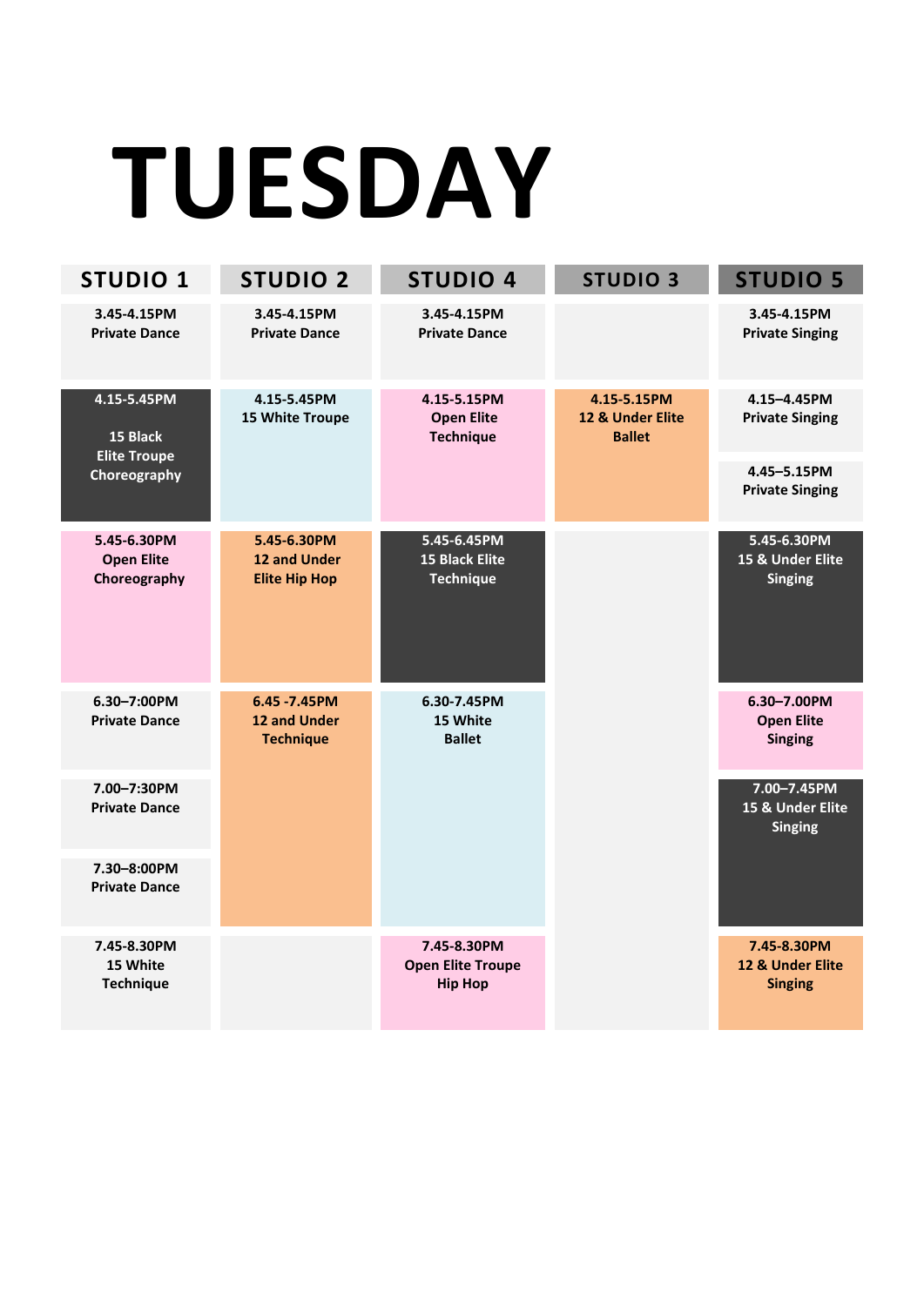# TUESDAY

| STUDIO 1 | STUDIO 2 | STUDIO 4 | STUDIO 3 | STUDIO 5 |
|---|---|---|---|---|
| 3.45-4.15PM Private Dance | 3.45-4.15PM Private Dance | 3.45-4.15PM Private Dance | | 3.45-4.15PM Private Singing |
| 4.15-5.45PM 15 Black Elite Troupe Choreography | 4.15-5.45PM 15 White Troupe | 4.15-5.15PM Open Elite Technique | 4.15-5.15PM 12 & Under Elite Ballet | 4.15–4.45PM Private Singing |
| | | | | 4.45–5.15PM Private Singing |
| 5.45-6.30PM Open Elite Choreography | 5.45-6.30PM 12 and Under Elite Hip Hop | 5.45-6.45PM 15 Black Elite Technique | | 5.45-6.30PM 15 & Under Elite Singing |
| 6.30–7:00PM Private Dance | 6.45 -7.45PM 12 and Under Technique | 6.30-7.45PM 15 White Ballet | | 6.30–7.00PM Open Elite Singing |
| 7.00–7:30PM Private Dance | | | | 7.00–7.45PM 15 & Under Elite Singing |
| 7.30–8:00PM Private Dance | | | | |
| 7.45-8.30PM 15 White Technique | | 7.45-8.30PM Open Elite Troupe Hip Hop | | 7.45-8.30PM 12 & Under Elite Singing |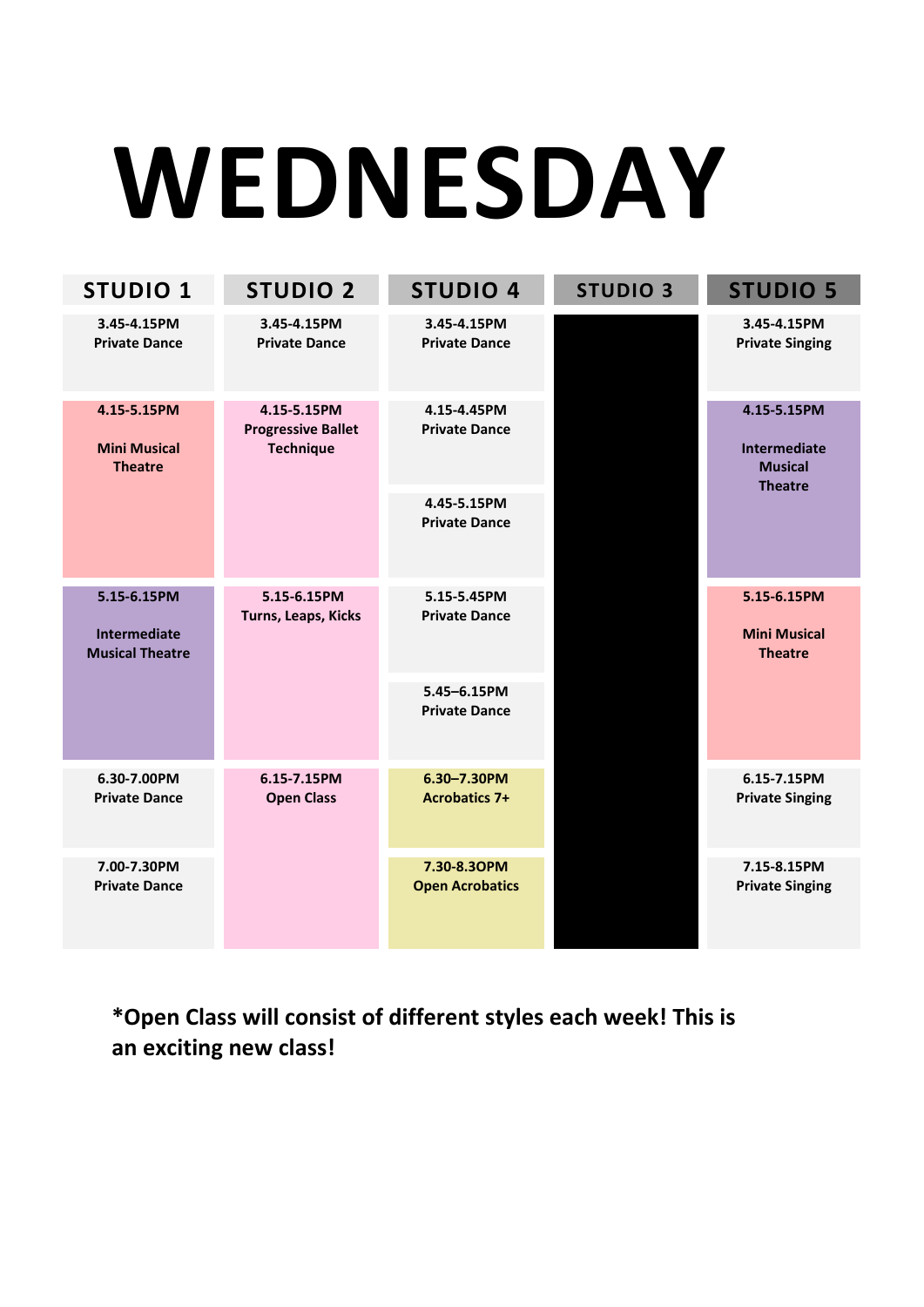# WEDNESDAY

| STUDIO 1 | STUDIO 2 | STUDIO 4 | STUDIO 3 | STUDIO 5 |
|---|---|---|---|---|
| 3.45-4.15PM Private Dance | 3.45-4.15PM Private Dance | 3.45-4.15PM Private Dance | | 3.45-4.15PM Private Singing |
| 4.15-5.15PM Mini Musical Theatre | 4.15-5.15PM Progressive Ballet Technique | 4.15-4.45PM Private Dance | | 4.15-5.15PM Intermediate Musical Theatre |
| | | 4.45-5.15PM Private Dance | | |
| 5.15-6.15PM Intermediate Musical Theatre | 5.15-6.15PM Turns, Leaps, Kicks | 5.15-5.45PM Private Dance | | 5.15-6.15PM Mini Musical Theatre |
| | | 5.45–6.15PM Private Dance | | |
| 6.30-7.00PM Private Dance | 6.15-7.15PM Open Class | 6.30–7.30PM Acrobatics 7+ | | 6.15-7.15PM Private Singing |
| 7.00-7.30PM Private Dance | | 7.30-8.3OPM Open Acrobatics | | 7.15-8.15PM Private Singing |

**\*Open Class will consist of different styles each week! This is an exciting new class!**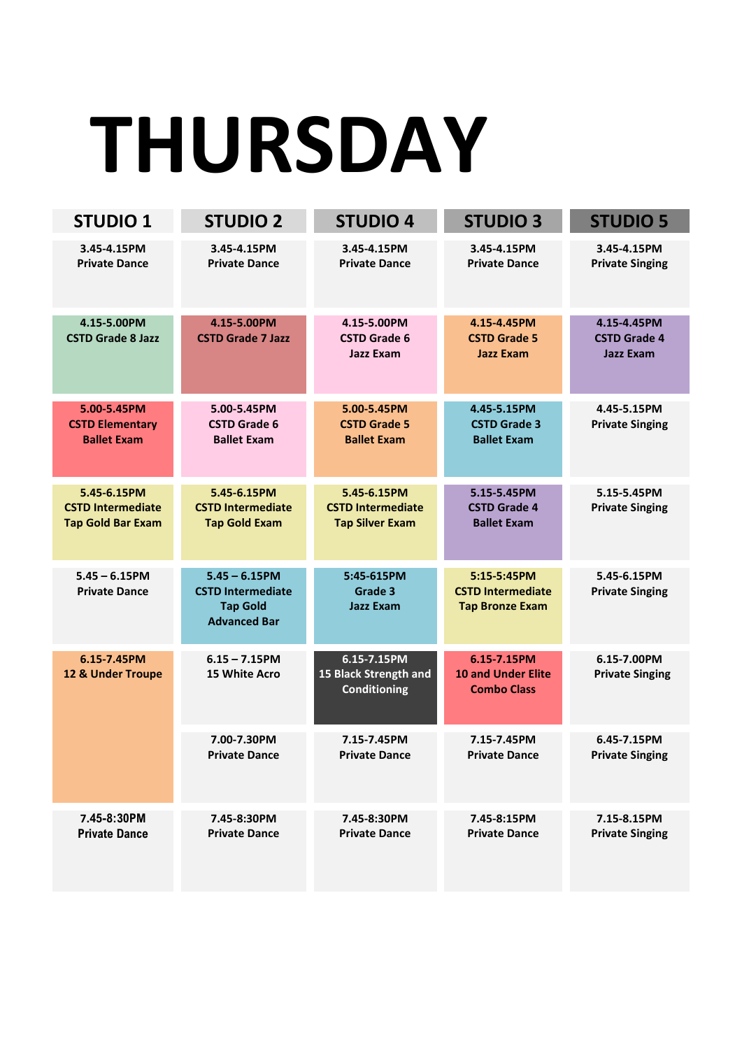# THURSDAY

| STUDIO 1 | STUDIO 2 | STUDIO 4 | STUDIO 3 | STUDIO 5 |
|---|---|---|---|---|
| 3.45-4.15PM Private Dance | 3.45-4.15PM Private Dance | 3.45-4.15PM Private Dance | 3.45-4.15PM Private Dance | 3.45-4.15PM Private Singing |
| 4.15-5.00PM CSTD Grade 8 Jazz | 4.15-5.00PM CSTD Grade 7 Jazz | 4.15-5.00PM CSTD Grade 6 Jazz Exam | 4.15-4.45PM CSTD Grade 5 Jazz Exam | 4.15-4.45PM CSTD Grade 4 Jazz Exam |
| 5.00-5.45PM CSTD Elementary Ballet Exam | 5.00-5.45PM CSTD Grade 6 Ballet Exam | 5.00-5.45PM CSTD Grade 5 Ballet Exam | 4.45-5.15PM CSTD Grade 3 Ballet Exam | 4.45-5.15PM Private Singing |
| 5.45-6.15PM CSTD Intermediate Tap Gold Bar Exam | 5.45-6.15PM CSTD Intermediate Tap Gold Exam | 5.45-6.15PM CSTD Intermediate Tap Silver Exam | 5.15-5.45PM CSTD Grade 4 Ballet Exam | 5.15-5.45PM Private Singing |
| 5.45 – 6.15PM Private Dance | 5.45 – 6.15PM CSTD Intermediate Tap Gold Advanced Bar | 5:45-615PM Grade 3 Jazz Exam | 5:15-5:45PM CSTD Intermediate Tap Bronze Exam | 5.45-6.15PM Private Singing |
| 6.15-7.45PM 12 & Under Troupe | 6.15 – 7.15PM 15 White Acro | 6.15-7.15PM 15 Black Strength and Conditioning | 6.15-7.15PM 10 and Under Elite Combo Class | 6.15-7.00PM Private Singing |
| | 7.00-7.30PM Private Dance | 7.15-7.45PM Private Dance | 7.15-7.45PM Private Dance | 6.45-7.15PM Private Singing |
| 7.45-8:30PM Private Dance | 7.45-8:30PM Private Dance | 7.45-8:30PM Private Dance | 7.45-8:15PM Private Dance | 7.15-8.15PM Private Singing |